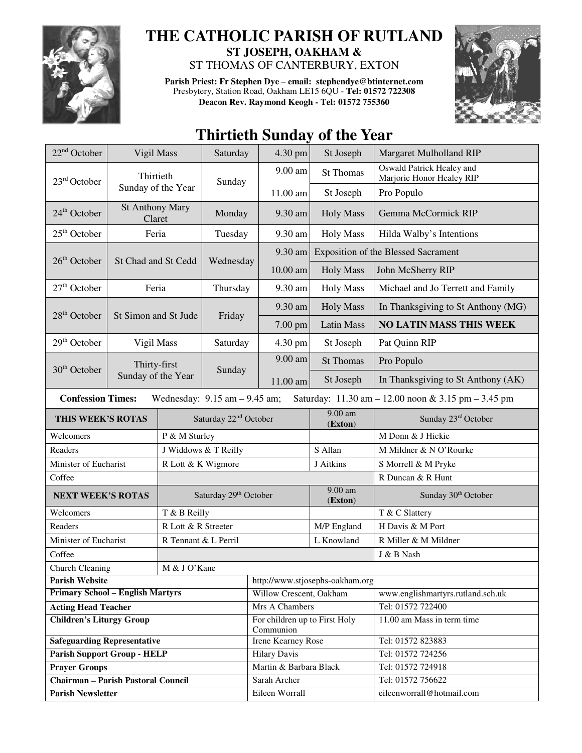# THE CATHOLIC PARISH OF RUTLAND

## ST JOSEPH, OAKHAM &
## ST THOMAS OF CANTERBURY, EXTON

**Parish Priest: Fr Stephen Dye – email: stephendye@btinternet.com**
Presbytery, Station Road, Oakham LE15 6QU - **Tel: 01572 722308**
**Deacon Rev. Raymond Keogh - Tel: 01572 755360**

# Thirtieth Sunday of the Year

| Date | Celebration | Day | Time | Place/Service | Intention |
|---|---|---|---|---|---|
| 22nd October | Vigil Mass | Saturday | 4.30 pm | St Joseph | Margaret Mulholland RIP |
| 23rd October | Thirtieth Sunday of the Year | Sunday | 9.00 am | St Thomas | Oswald Patrick Healey and Marjorie Honor Healey RIP |
| | | | 11.00 am | St Joseph | Pro Populo |
| 24th October | St Anthony Mary Claret | Monday | 9.30 am | Holy Mass | Gemma McCormick RIP |
| 25th October | Feria | Tuesday | 9.30 am | Holy Mass | Hilda Walby's Intentions |
| 26th October | St Chad and St Cedd | Wednesday | 9.30 am | Exposition of the Blessed Sacrament | |
| | | | 10.00 am | Holy Mass | John McSherry RIP |
| 27th October | Feria | Thursday | 9.30 am | Holy Mass | Michael and Jo Terrett and Family |
| 28th October | St Simon and St Jude | Friday | 9.30 am | Holy Mass | In Thanksgiving to St Anthony (MG) |
| | | | 7.00 pm | Latin Mass | **NO LATIN MASS THIS WEEK** |
| 29th October | Vigil Mass | Saturday | 4.30 pm | St Joseph | Pat Quinn RIP |
| 30th October | Thirty-first Sunday of the Year | Sunday | 9.00 am | St Thomas | Pro Populo |
| | | | 11.00 am | St Joseph | In Thanksgiving to St Anthony (AK) |

**Confession Times:** Wednesday: 9.15 am – 9.45 am; Saturday: 11.30 am – 12.00 noon & 3.15 pm – 3.45 pm

| **THIS WEEK'S ROTAS** | Saturday 22nd October | 9.00 am (**Exton**) | Sunday 23rd October |
|---|---|---|---|
| Welcomers | P & M Sturley | | M Donn & J Hickie |
| Readers | J Widdows & T Reilly | S Allan | M Mildner & N O'Rourke |
| Minister of Eucharist | R Lott & K Wigmore | J Aitkins | S Morrell & M Pryke |
| Coffee | | | R Duncan & R Hunt |
| **NEXT WEEK'S ROTAS** | Saturday 29th October | 9.00 am (**Exton**) | Sunday 30th October |
| Welcomers | T & B Reilly | | T & C Slattery |
| Readers | R Lott & R Streeter | M/P England | H Davis & M Port |
| Minister of Eucharist | R Tennant & L Perril | L Knowland | R Miller & M Mildner |
| Coffee | | | J & B Nash |
| Church Cleaning | M & J O'Kane | | |

| | | |
|---|---|---|
| **Parish Website** | http://www.stjosephs-oakham.org | |
| **Primary School – English Martyrs** | Willow Crescent, Oakham | www.englishmartyrs.rutland.sch.uk |
| **Acting Head Teacher** | Mrs A Chambers | Tel: 01572 722400 |
| **Children's Liturgy Group** | For children up to First Holy Communion | 11.00 am Mass in term time |
| **Safeguarding Representative** | Irene Kearney Rose | Tel: 01572 823883 |
| **Parish Support Group - HELP** | Hilary Davis | Tel: 01572 724256 |
| **Prayer Groups** | Martin & Barbara Black | Tel: 01572 724918 |
| **Chairman – Parish Pastoral Council** | Sarah Archer | Tel: 01572 756622 |
| **Parish Newsletter** | Eileen Worrall | eileenworrall@hotmail.com |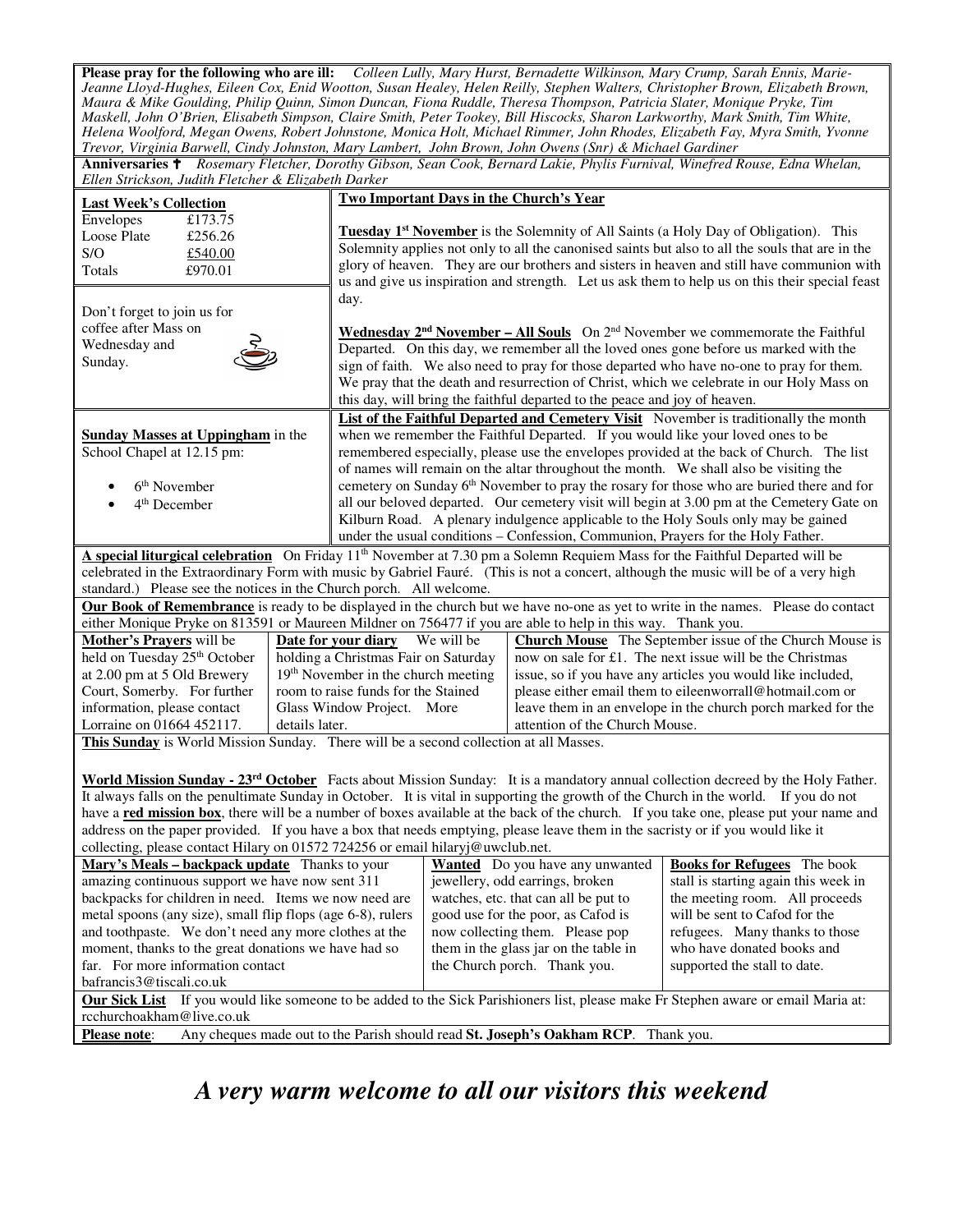**Please pray for the following who are ill:** *Colleen Lully, Mary Hurst, Bernadette Wilkinson, Mary Crump, Sarah Ennis, Marie-Jeanne Lloyd-Hughes, Eileen Cox, Enid Wootton, Susan Healey, Helen Reilly, Stephen Walters, Christopher Brown, Elizabeth Brown, Maura & Mike Goulding, Philip Quinn, Simon Duncan, Fiona Ruddle, Theresa Thompson, Patricia Slater, Monique Pryke, Tim Maskell, John O'Brien, Elisabeth Simpson, Claire Smith, Peter Tookey, Bill Hiscocks, Sharon Larkworthy, Mark Smith, Tim White, Helena Woolford, Megan Owens, Robert Johnstone, Monica Holt, Michael Rimmer, John Rhodes, Elizabeth Fay, Myra Smith, Yvonne Trevor, Virginia Barwell, Cindy Johnston, Mary Lambert, John Brown, John Owens (Snr) & Michael Gardiner*

**Anniversaries ✝** *Rosemary Fletcher, Dorothy Gibson, Sean Cook, Bernard Lakie, Phylis Furnival, Winefred Rouse, Edna Whelan, Ellen Strickson, Judith Fletcher & Elizabeth Darker*

**Last Week's Collection**

| | |
|---|---|
| Envelopes | £173.75 |
| Loose Plate | £256.26 |
| S/O | £540.00 |
| Totals | £970.01 |

Don't forget to join us for coffee after Mass on Wednesday and Sunday.

**Two Important Days in the Church's Year**

**Tuesday 1st November** is the Solemnity of All Saints (a Holy Day of Obligation). This Solemnity applies not only to all the canonised saints but also to all the souls that are in the glory of heaven. They are our brothers and sisters in heaven and still have communion with us and give us inspiration and strength. Let us ask them to help us on this their special feast day.

**Wednesday 2nd November – All Souls** On 2nd November we commemorate the Faithful Departed. On this day, we remember all the loved ones gone before us marked with the sign of faith. We also need to pray for those departed who have no-one to pray for them. We pray that the death and resurrection of Christ, which we celebrate in our Holy Mass on this day, will bring the faithful departed to the peace and joy of heaven.

**Sunday Masses at Uppingham** in the School Chapel at 12.15 pm:

- 6th November
- 4th December

**List of the Faithful Departed and Cemetery Visit** November is traditionally the month when we remember the Faithful Departed. If you would like your loved ones to be remembered especially, please use the envelopes provided at the back of Church. The list of names will remain on the altar throughout the month. We shall also be visiting the cemetery on Sunday 6th November to pray the rosary for those who are buried there and for all our beloved departed. Our cemetery visit will begin at 3.00 pm at the Cemetery Gate on Kilburn Road. A plenary indulgence applicable to the Holy Souls only may be gained under the usual conditions – Confession, Communion, Prayers for the Holy Father.

**A special liturgical celebration** On Friday 11th November at 7.30 pm a Solemn Requiem Mass for the Faithful Departed will be celebrated in the Extraordinary Form with music by Gabriel Fauré. (This is not a concert, although the music will be of a very high standard.) Please see the notices in the Church porch. All welcome.

**Our Book of Remembrance** is ready to be displayed in the church but we have no-one as yet to write in the names. Please do contact either Monique Pryke on 813591 or Maureen Mildner on 756477 if you are able to help in this way. Thank you.

**Mother's Prayers** will be held on Tuesday 25th October at 2.00 pm at 5 Old Brewery Court, Somerby. For further information, please contact Lorraine on 01664 452117.

**Date for your diary** We will be holding a Christmas Fair on Saturday 19th November in the church meeting room to raise funds for the Stained Glass Window Project. More details later.

**Church Mouse** The September issue of the Church Mouse is now on sale for £1. The next issue will be the Christmas issue, so if you have any articles you would like included, please either email them to eileenworrall@hotmail.com or leave them in an envelope in the church porch marked for the attention of the Church Mouse.

**This Sunday** is World Mission Sunday. There will be a second collection at all Masses.

**World Mission Sunday - 23rd October** Facts about Mission Sunday: It is a mandatory annual collection decreed by the Holy Father. It always falls on the penultimate Sunday in October. It is vital in supporting the growth of the Church in the world. If you do not have a **red mission box**, there will be a number of boxes available at the back of the church. If you take one, please put your name and address on the paper provided. If you have a box that needs emptying, please leave them in the sacristy or if you would like it collecting, please contact Hilary on 01572 724256 or email hilaryj@uwclub.net.

**Mary's Meals – backpack update** Thanks to your amazing continuous support we have now sent 311 backpacks for children in need. Items we now need are metal spoons (any size), small flip flops (age 6-8), rulers and toothpaste. We don't need any more clothes at the moment, thanks to the great donations we have had so far. For more information contact bafrancis3@tiscali.co.uk

**Wanted** Do you have any unwanted jewellery, odd earrings, broken watches, etc. that can all be put to good use for the poor, as Cafod is now collecting them. Please pop them in the glass jar on the table in the Church porch. Thank you.

**Books for Refugees** The book stall is starting again this week in the meeting room. All proceeds will be sent to Cafod for the refugees. Many thanks to those who have donated books and supported the stall to date.

**Our Sick List** If you would like someone to be added to the Sick Parishioners list, please make Fr Stephen aware or email Maria at: rcchurchoakham@live.co.uk

**Please note**: Any cheques made out to the Parish should read **St. Joseph's Oakham RCP**. Thank you.

***A very warm welcome to all our visitors this weekend***